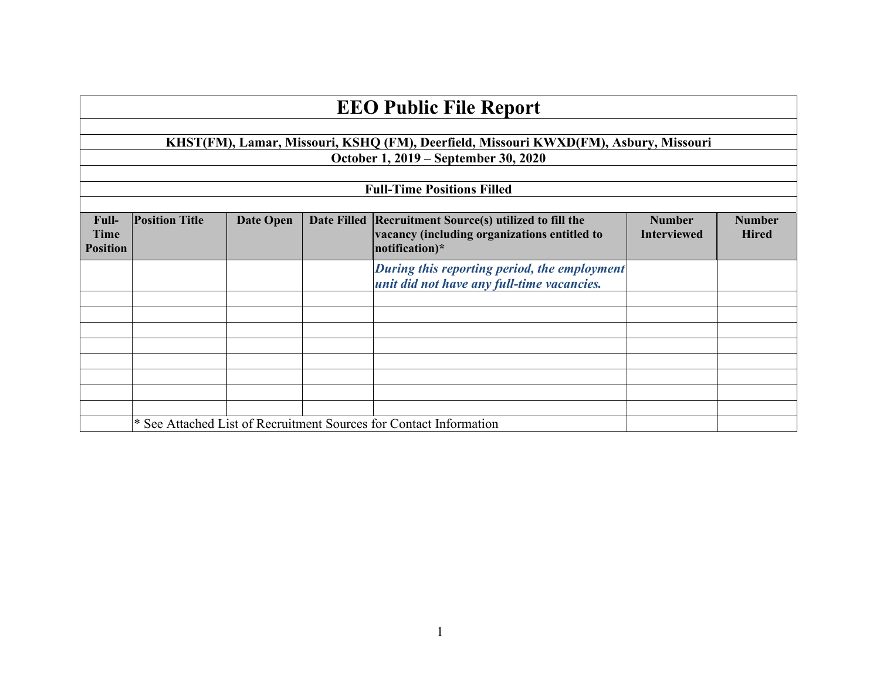# EEO Public File Report

**KHST(FM), Lamar, Missouri, KSHQ (FM), Deerfield, Missouri KWXD(FM), Asbury, Missouri**

**October 1, 2019 – September 30, 2020**

**Full-Time Positions Filled**

| Full-Time Position | Position Title | Date Open | Date Filled | Recruitment Source(s) utilized to fill the vacancy (including organizations entitled to notification)* | Number Interviewed | Number Hired |
|---|---|---|---|---|---|---|
| | | | | ***During this reporting period, the employment unit did not have any full-time vacancies.*** | | |
| | | | | | | |
| | | | | | | |
| | | | | | | |
| | | | | | | |
| | | | | | | |
| | | | | | | |
| | | | | | | |
| | | | | | | |

* See Attached List of Recruitment Sources for Contact Information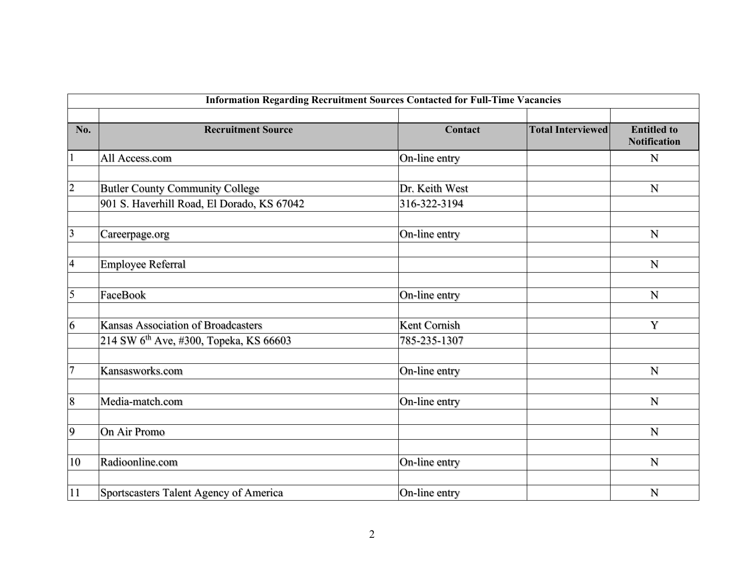**Information Regarding Recruitment Sources Contacted for Full-Time Vacancies**

| No. | Recruitment Source | Contact | Total Interviewed | Entitled to Notification |
|---|---|---|---|---|
| 1 | All Access.com | On-line entry | | N |
| 2 | Butler County Community College | Dr. Keith West | | N |
| | 901 S. Haverhill Road, El Dorado, KS 67042 | 316-322-3194 | | |
| 3 | Careerpage.org | On-line entry | | N |
| 4 | Employee Referral | | | N |
| 5 | FaceBook | On-line entry | | N |
| 6 | Kansas Association of Broadcasters | Kent Cornish | | Y |
| | 214 SW 6th Ave, #300, Topeka, KS 66603 | 785-235-1307 | | |
| 7 | Kansasworks.com | On-line entry | | N |
| 8 | Media-match.com | On-line entry | | N |
| 9 | On Air Promo | | | N |
| 10 | Radioonline.com | On-line entry | | N |
| 11 | Sportscasters Talent Agency of America | On-line entry | | N |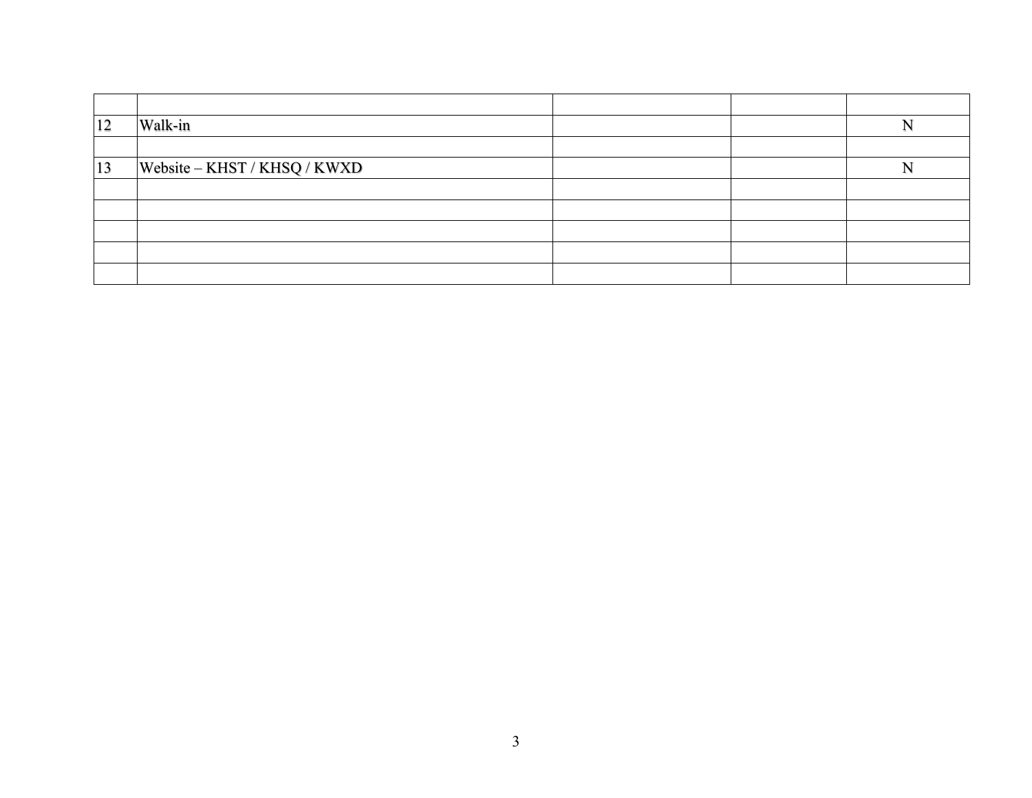| | | | | |
|---|---|---|---|---|
| 12 | Walk-in | | | N |
| | | | | |
| 13 | Website – KHST / KHSQ / KWXD | | | N |
| | | | | |
| | | | | |
| | | | | |
| | | | | |
| | | | | |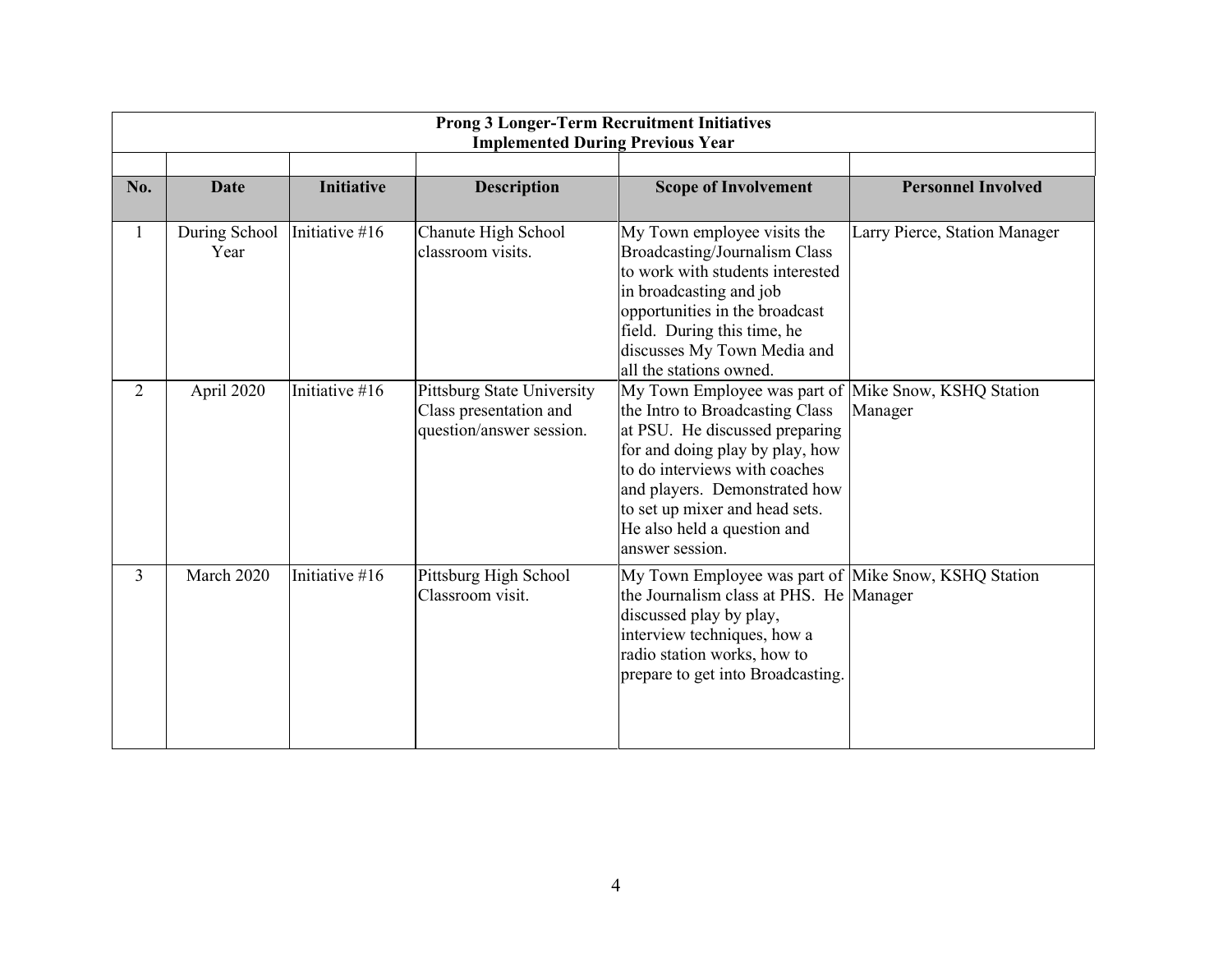| Prong 3 Longer-Term Recruitment Initiatives Implemented During Previous Year | | | | | |
|---|---|---|---|---|---|
| **No.** | **Date** | **Initiative** | **Description** | **Scope of Involvement** | **Personnel Involved** |
| 1 | During School Year | Initiative #16 | Chanute High School classroom visits. | My Town employee visits the Broadcasting/Journalism Class to work with students interested in broadcasting and job opportunities in the broadcast field. During this time, he discusses My Town Media and all the stations owned. | Larry Pierce, Station Manager |
| 2 | April 2020 | Initiative #16 | Pittsburg State University Class presentation and question/answer session. | My Town Employee was part of the Intro to Broadcasting Class at PSU. He discussed preparing for and doing play by play, how to do interviews with coaches and players. Demonstrated how to set up mixer and head sets. He also held a question and answer session. | Mike Snow, KSHQ Station Manager |
| 3 | March 2020 | Initiative #16 | Pittsburg High School Classroom visit. | My Town Employee was part of the Journalism class at PHS. He discussed play by play, interview techniques, how a radio station works, how to prepare to get into Broadcasting. | Mike Snow, KSHQ Station Manager |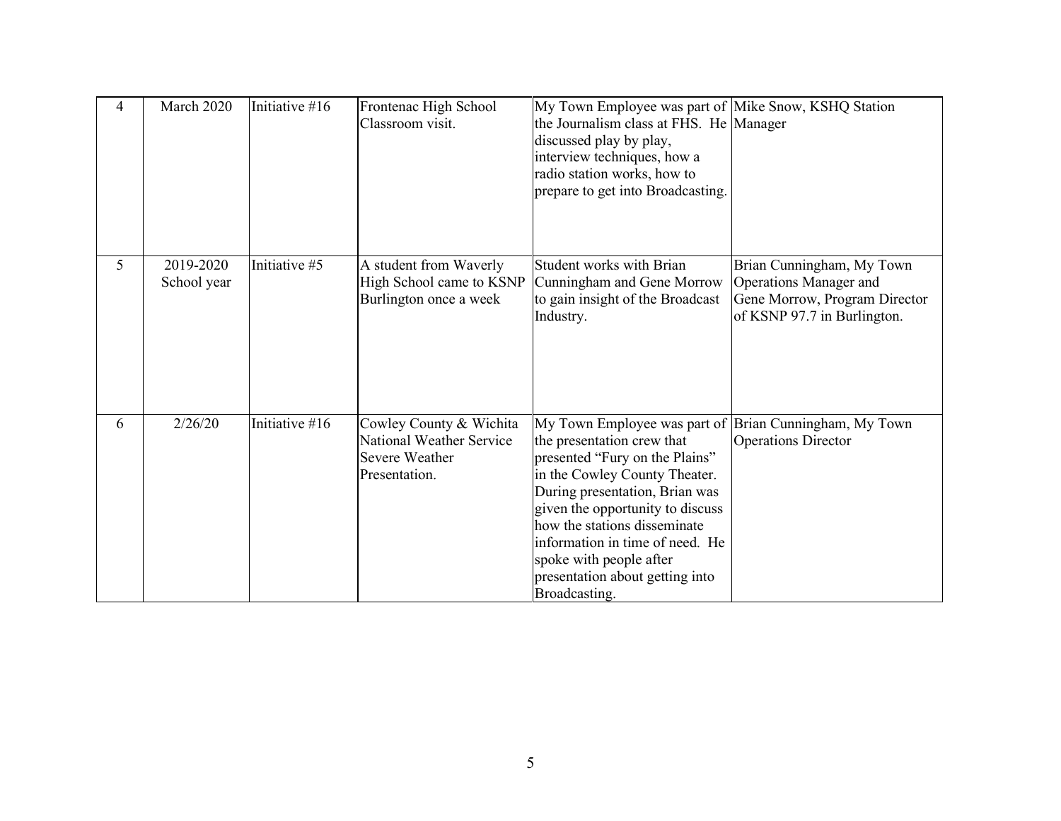| 4 | March 2020 | Initiative #16 | Frontenac High School Classroom visit. | My Town Employee was part of the Journalism class at FHS. He discussed play by play, interview techniques, how a radio station works, how to prepare to get into Broadcasting. | Mike Snow, KSHQ Station Manager |
|---|---|---|---|---|---|
| 5 | 2019-2020 School year | Initiative #5 | A student from Waverly High School came to KSNP Burlington once a week | Student works with Brian Cunningham and Gene Morrow to gain insight of the Broadcast Industry. | Brian Cunningham, My Town Operations Manager and Gene Morrow, Program Director of KSNP 97.7 in Burlington. |
| 6 | 2/26/20 | Initiative #16 | Cowley County & Wichita National Weather Service Severe Weather Presentation. | My Town Employee was part of the presentation crew that presented "Fury on the Plains" in the Cowley County Theater. During presentation, Brian was given the opportunity to discuss how the stations disseminate information in time of need. He spoke with people after presentation about getting into Broadcasting. | Brian Cunningham, My Town Operations Director |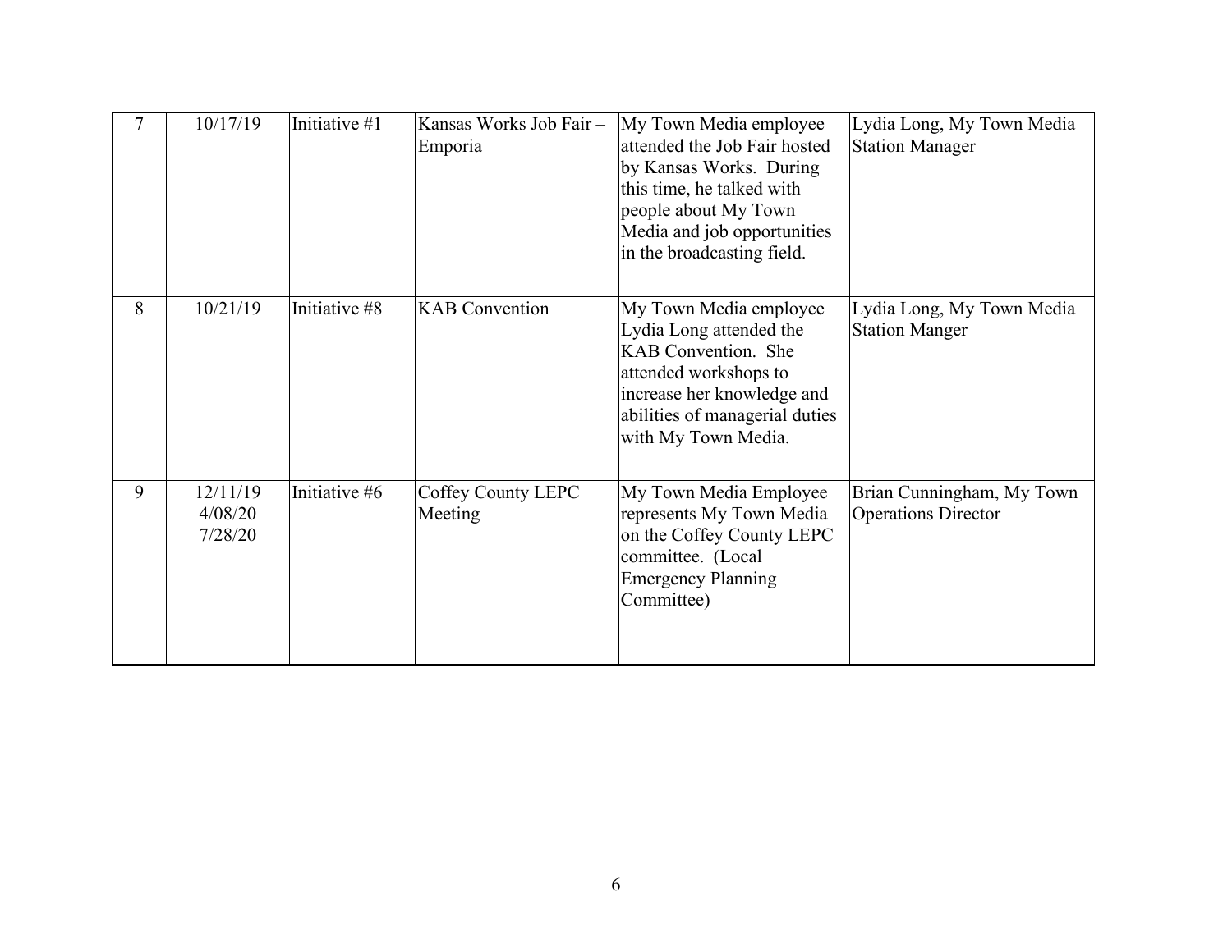| | | | | | |
|---|---|---|---|---|---|
| 7 | 10/17/19 | Initiative #1 | Kansas Works Job Fair – Emporia | My Town Media employee attended the Job Fair hosted by Kansas Works. During this time, he talked with people about My Town Media and job opportunities in the broadcasting field. | Lydia Long, My Town Media Station Manager |
| 8 | 10/21/19 | Initiative #8 | KAB Convention | My Town Media employee Lydia Long attended the KAB Convention. She attended workshops to increase her knowledge and abilities of managerial duties with My Town Media. | Lydia Long, My Town Media Station Manger |
| 9 | 12/11/19<br>4/08/20<br>7/28/20 | Initiative #6 | Coffey County LEPC Meeting | My Town Media Employee represents My Town Media on the Coffey County LEPC committee. (Local Emergency Planning Committee) | Brian Cunningham, My Town Operations Director |